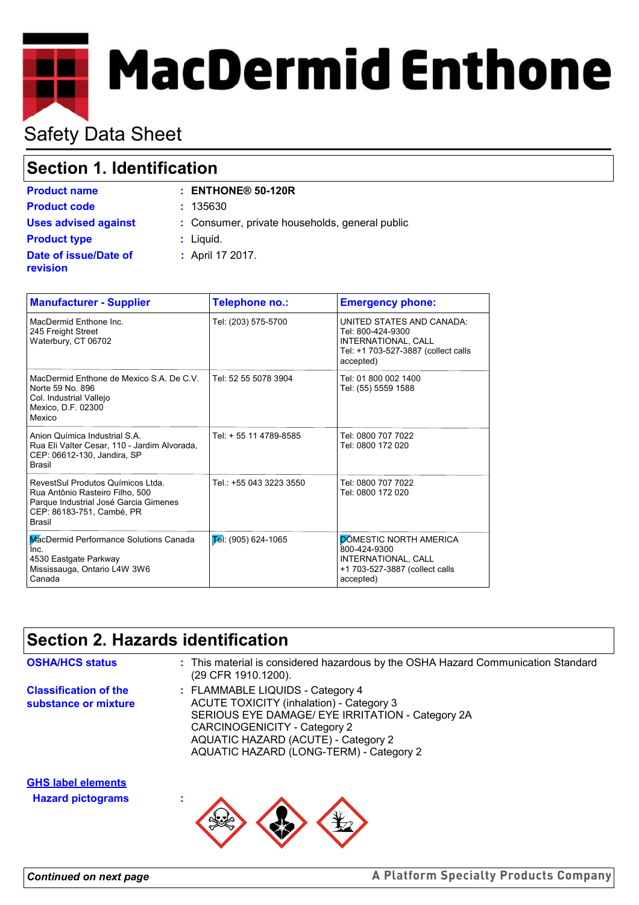# MacDermid Enthone

## Safety Data Sheet

## Section 1. Identification

**Product name** : **ENTHONE® 50-120R**

**Product code** : 135630

**Uses advised against** : Consumer, private households, general public

**Product type** : Liquid.

**Date of issue/Date of revision** : April 17 2017.

| Manufacturer - Supplier | Telephone no.: | Emergency phone: |
|---|---|---|
| MacDermid Enthone Inc.<br>245 Freight Street<br>Waterbury, CT 06702 | Tel: (203) 575-5700 | UNITED STATES AND CANADA:<br>Tel: 800-424-9300<br>INTERNATIONAL, CALL<br>Tel: +1 703-527-3887 (collect calls accepted) |
| MacDermid Enthone de Mexico S.A. De C.V.<br>Norte 59 No. 896<br>Col. Industrial Vallejo<br>Mexico, D.F. 02300<br>Mexico | Tel: 52 55 5078 3904 | Tel: 01 800 002 1400<br>Tel: (55) 5559 1588 |
| Anion Química Industrial S.A.<br>Rua Eli Valter Cesar, 110 - Jardim Alvorada,<br>CEP: 06612-130, Jandira, SP<br>Brasil | Tel: + 55 11 4789-8585 | Tel: 0800 707 7022<br>Tel: 0800 172 020 |
| RevestSul Produtos Químicos Ltda.<br>Rua Antônio Rasteiro Filho, 500<br>Parque Industrial José Garcia Gimenes<br>CEP: 86183-751, Cambé, PR<br>Brasil | Tel.: +55 043 3223 3550 | Tel: 0800 707 7022<br>Tel: 0800 172 020 |
| MacDermid Performance Solutions Canada Inc.<br>4530 Eastgate Parkway<br>Mississauga, Ontario L4W 3W6<br>Canada | Tel: (905) 624-1065 | DOMESTIC NORTH AMERICA<br>800-424-9300<br>INTERNATIONAL, CALL<br>+1 703-527-3887 (collect calls accepted) |

## Section 2. Hazards identification

**OSHA/HCS status** : This material is considered hazardous by the OSHA Hazard Communication Standard (29 CFR 1910.1200).

**Classification of the substance or mixture** : FLAMMABLE LIQUIDS - Category 4
ACUTE TOXICITY (inhalation) - Category 3
SERIOUS EYE DAMAGE/ EYE IRRITATION - Category 2A
CARCINOGENICITY - Category 2
AQUATIC HAZARD (ACUTE) - Category 2
AQUATIC HAZARD (LONG-TERM) - Category 2

**GHS label elements**

**Hazard pictograms** :

*Continued on next page*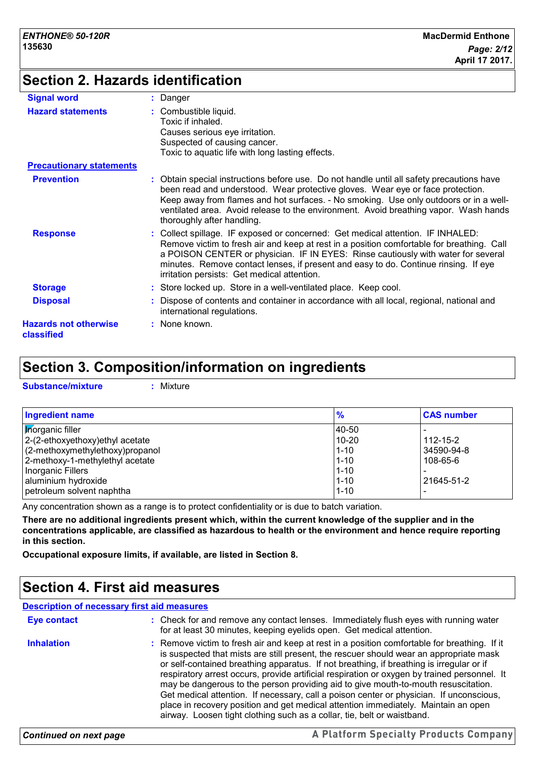## Section 2. Hazards identification

**Signal word** : Danger

**Hazard statements** : Combustible liquid.
Toxic if inhaled.
Causes serious eye irritation.
Suspected of causing cancer.
Toxic to aquatic life with long lasting effects.

**Precautionary statements**

**Prevention** : Obtain special instructions before use. Do not handle until all safety precautions have been read and understood. Wear protective gloves. Wear eye or face protection. Keep away from flames and hot surfaces. - No smoking. Use only outdoors or in a well-ventilated area. Avoid release to the environment. Avoid breathing vapor. Wash hands thoroughly after handling.

**Response** : Collect spillage. IF exposed or concerned: Get medical attention. IF INHALED: Remove victim to fresh air and keep at rest in a position comfortable for breathing. Call a POISON CENTER or physician. IF IN EYES: Rinse cautiously with water for several minutes. Remove contact lenses, if present and easy to do. Continue rinsing. If eye irritation persists: Get medical attention.

**Storage** : Store locked up. Store in a well-ventilated place. Keep cool.

**Disposal** : Dispose of contents and container in accordance with all local, regional, national and international regulations.

**Hazards not otherwise classified** : None known.

## Section 3. Composition/information on ingredients

**Substance/mixture** : Mixture

| Ingredient name | % | CAS number |
|---|---|---|
| Inorganic filler | 40-50 | - |
| 2-(2-ethoxyethoxy)ethyl acetate | 10-20 | 112-15-2 |
| (2-methoxymethylethoxy)propanol | 1-10 | 34590-94-8 |
| 2-methoxy-1-methylethyl acetate | 1-10 | 108-65-6 |
| Inorganic Fillers | 1-10 | - |
| aluminium hydroxide | 1-10 | 21645-51-2 |
| petroleum solvent naphtha | 1-10 | - |

Any concentration shown as a range is to protect confidentiality or is due to batch variation.

**There are no additional ingredients present which, within the current knowledge of the supplier and in the concentrations applicable, are classified as hazardous to health or the environment and hence require reporting in this section.**

**Occupational exposure limits, if available, are listed in Section 8.**

## Section 4. First aid measures

**Description of necessary first aid measures**

**Eye contact** : Check for and remove any contact lenses. Immediately flush eyes with running water for at least 30 minutes, keeping eyelids open. Get medical attention.

**Inhalation** : Remove victim to fresh air and keep at rest in a position comfortable for breathing. If it is suspected that mists are still present, the rescuer should wear an appropriate mask or self-contained breathing apparatus. If not breathing, if breathing is irregular or if respiratory arrest occurs, provide artificial respiration or oxygen by trained personnel. It may be dangerous to the person providing aid to give mouth-to-mouth resuscitation. Get medical attention. If necessary, call a poison center or physician. If unconscious, place in recovery position and get medical attention immediately. Maintain an open airway. Loosen tight clothing such as a collar, tie, belt or waistband.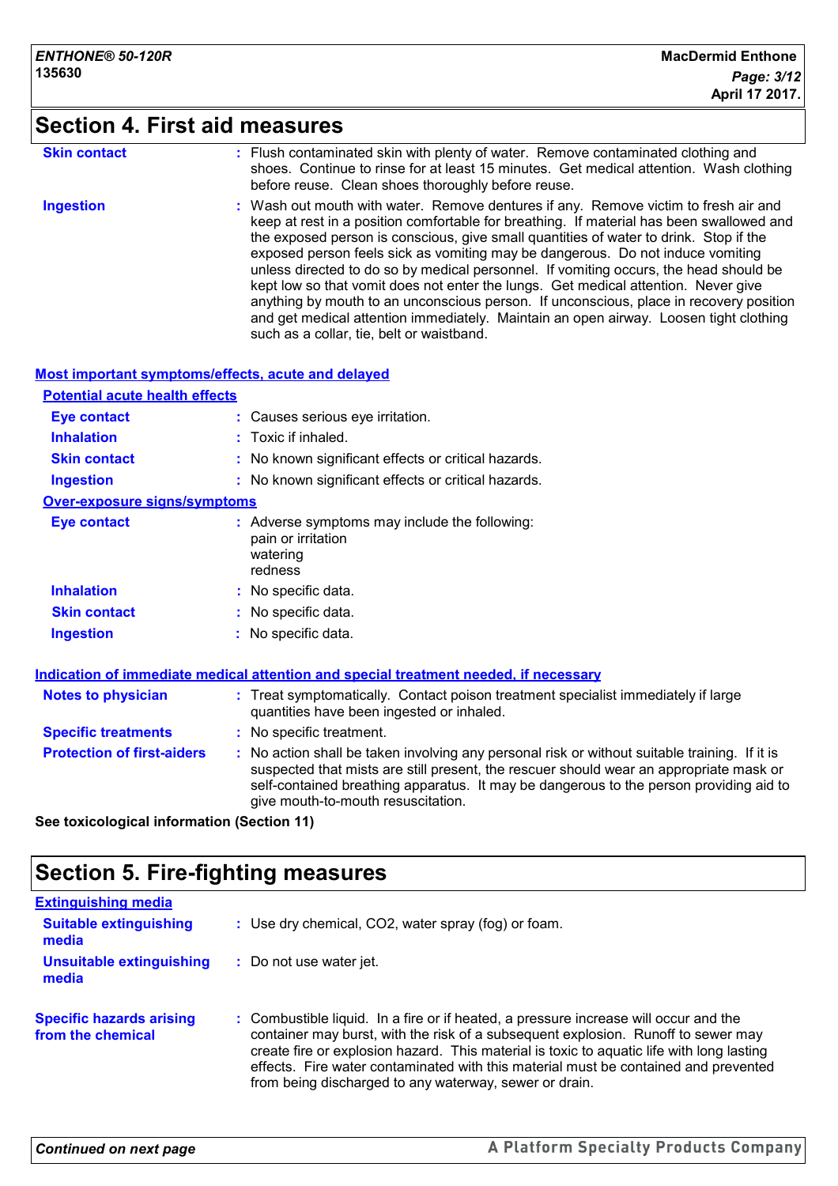## Section 4. First aid measures

**Skin contact** : Flush contaminated skin with plenty of water. Remove contaminated clothing and shoes. Continue to rinse for at least 15 minutes. Get medical attention. Wash clothing before reuse. Clean shoes thoroughly before reuse.

**Ingestion** : Wash out mouth with water. Remove dentures if any. Remove victim to fresh air and keep at rest in a position comfortable for breathing. If material has been swallowed and the exposed person is conscious, give small quantities of water to drink. Stop if the exposed person feels sick as vomiting may be dangerous. Do not induce vomiting unless directed to do so by medical personnel. If vomiting occurs, the head should be kept low so that vomit does not enter the lungs. Get medical attention. Never give anything by mouth to an unconscious person. If unconscious, place in recovery position and get medical attention immediately. Maintain an open airway. Loosen tight clothing such as a collar, tie, belt or waistband.

### Most important symptoms/effects, acute and delayed

#### Potential acute health effects

**Eye contact** : Causes serious eye irritation.

**Inhalation** : Toxic if inhaled.

**Skin contact** : No known significant effects or critical hazards.

**Ingestion** : No known significant effects or critical hazards.

#### Over-exposure signs/symptoms

**Eye contact** : Adverse symptoms may include the following:
pain or irritation
watering
redness

**Inhalation** : No specific data.

**Skin contact** : No specific data.

**Ingestion** : No specific data.

### Indication of immediate medical attention and special treatment needed, if necessary

**Notes to physician** : Treat symptomatically. Contact poison treatment specialist immediately if large quantities have been ingested or inhaled.

**Specific treatments** : No specific treatment.

**Protection of first-aiders** : No action shall be taken involving any personal risk or without suitable training. If it is suspected that mists are still present, the rescuer should wear an appropriate mask or self-contained breathing apparatus. It may be dangerous to the person providing aid to give mouth-to-mouth resuscitation.

**See toxicological information (Section 11)**

## Section 5. Fire-fighting measures

### Extinguishing media

**Suitable extinguishing media** : Use dry chemical, $CO_2$, water spray (fog) or foam.

**Unsuitable extinguishing media** : Do not use water jet.

**Specific hazards arising from the chemical** : Combustible liquid. In a fire or if heated, a pressure increase will occur and the container may burst, with the risk of a subsequent explosion. Runoff to sewer may create fire or explosion hazard. This material is toxic to aquatic life with long lasting effects. Fire water contaminated with this material must be contained and prevented from being discharged to any waterway, sewer or drain.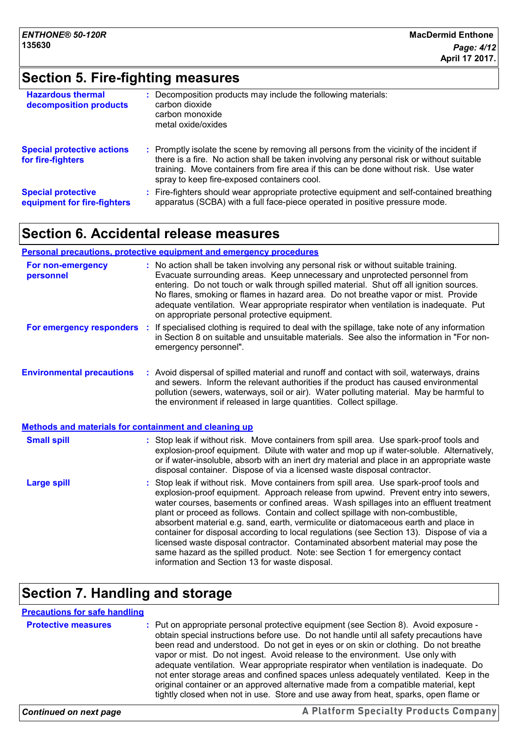## Section 5. Fire-fighting measures

**Hazardous thermal decomposition products** : Decomposition products may include the following materials:
carbon dioxide
carbon monoxide
metal oxide/oxides

**Special protective actions for fire-fighters** : Promptly isolate the scene by removing all persons from the vicinity of the incident if there is a fire. No action shall be taken involving any personal risk or without suitable training. Move containers from fire area if this can be done without risk. Use water spray to keep fire-exposed containers cool.

**Special protective equipment for fire-fighters** : Fire-fighters should wear appropriate protective equipment and self-contained breathing apparatus (SCBA) with a full face-piece operated in positive pressure mode.

## Section 6. Accidental release measures

### Personal precautions, protective equipment and emergency procedures

**For non-emergency personnel** : No action shall be taken involving any personal risk or without suitable training. Evacuate surrounding areas. Keep unnecessary and unprotected personnel from entering. Do not touch or walk through spilled material. Shut off all ignition sources. No flares, smoking or flames in hazard area. Do not breathe vapor or mist. Provide adequate ventilation. Wear appropriate respirator when ventilation is inadequate. Put on appropriate personal protective equipment.

**For emergency responders** : If specialised clothing is required to deal with the spillage, take note of any information in Section 8 on suitable and unsuitable materials. See also the information in "For non-emergency personnel".

**Environmental precautions** : Avoid dispersal of spilled material and runoff and contact with soil, waterways, drains and sewers. Inform the relevant authorities if the product has caused environmental pollution (sewers, waterways, soil or air). Water polluting material. May be harmful to the environment if released in large quantities. Collect spillage.

### Methods and materials for containment and cleaning up

**Small spill** : Stop leak if without risk. Move containers from spill area. Use spark-proof tools and explosion-proof equipment. Dilute with water and mop up if water-soluble. Alternatively, or if water-insoluble, absorb with an inert dry material and place in an appropriate waste disposal container. Dispose of via a licensed waste disposal contractor.

**Large spill** : Stop leak if without risk. Move containers from spill area. Use spark-proof tools and explosion-proof equipment. Approach release from upwind. Prevent entry into sewers, water courses, basements or confined areas. Wash spillages into an effluent treatment plant or proceed as follows. Contain and collect spillage with non-combustible, absorbent material e.g. sand, earth, vermiculite or diatomaceous earth and place in container for disposal according to local regulations (see Section 13). Dispose of via a licensed waste disposal contractor. Contaminated absorbent material may pose the same hazard as the spilled product. Note: see Section 1 for emergency contact information and Section 13 for waste disposal.

## Section 7. Handling and storage

### Precautions for safe handling

**Protective measures** : Put on appropriate personal protective equipment (see Section 8). Avoid exposure - obtain special instructions before use. Do not handle until all safety precautions have been read and understood. Do not get in eyes or on skin or clothing. Do not breathe vapor or mist. Do not ingest. Avoid release to the environment. Use only with adequate ventilation. Wear appropriate respirator when ventilation is inadequate. Do not enter storage areas and confined spaces unless adequately ventilated. Keep in the original container or an approved alternative made from a compatible material, kept tightly closed when not in use. Store and use away from heat, sparks, open flame or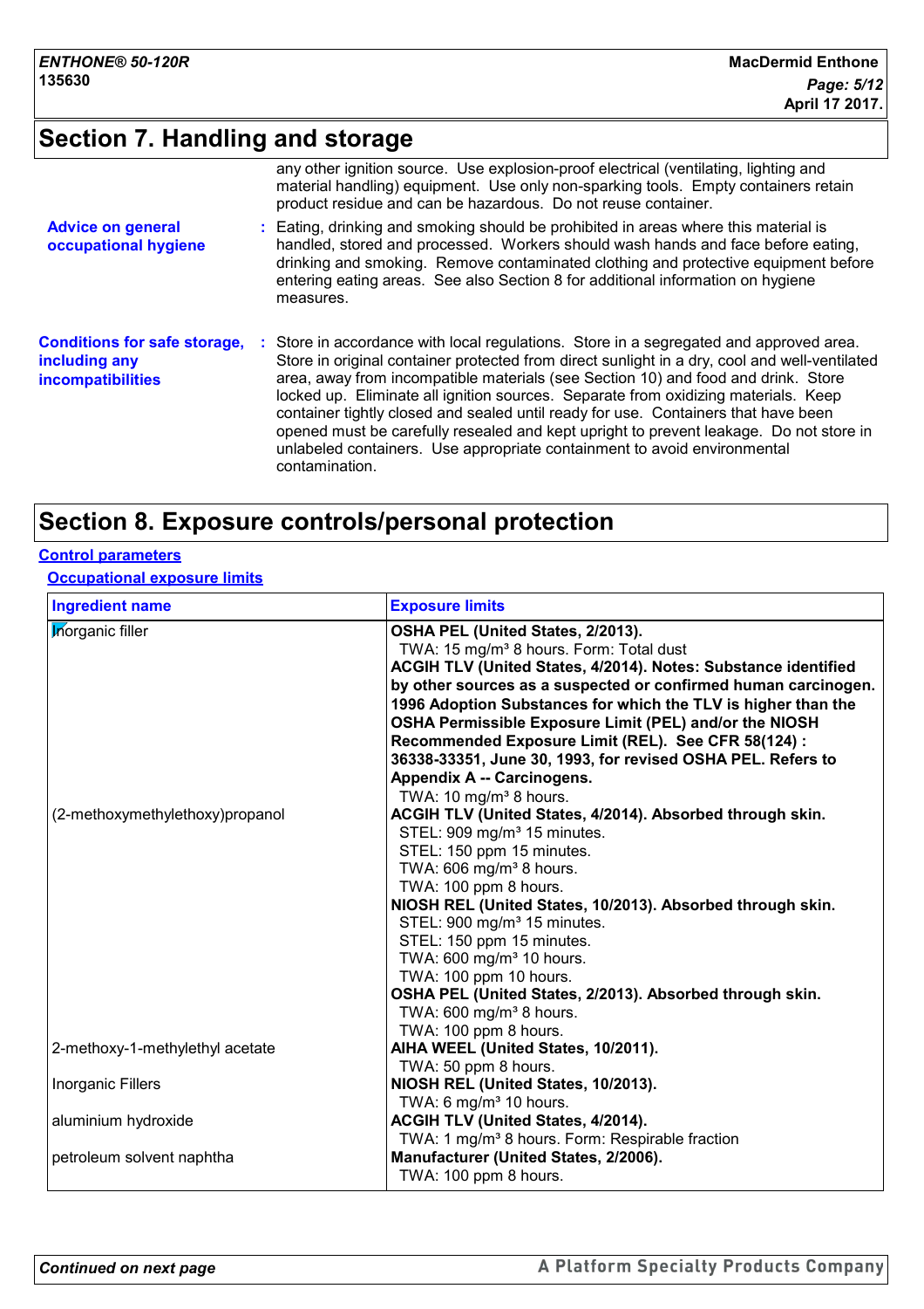## Section 7. Handling and storage

any other ignition source. Use explosion-proof electrical (ventilating, lighting and material handling) equipment. Use only non-sparking tools. Empty containers retain product residue and can be hazardous. Do not reuse container.

**Advice on general occupational hygiene** : Eating, drinking and smoking should be prohibited in areas where this material is handled, stored and processed. Workers should wash hands and face before eating, drinking and smoking. Remove contaminated clothing and protective equipment before entering eating areas. See also Section 8 for additional information on hygiene measures.

**Conditions for safe storage, including any incompatibilities** : Store in accordance with local regulations. Store in a segregated and approved area. Store in original container protected from direct sunlight in a dry, cool and well-ventilated area, away from incompatible materials (see Section 10) and food and drink. Store locked up. Eliminate all ignition sources. Separate from oxidizing materials. Keep container tightly closed and sealed until ready for use. Containers that have been opened must be carefully resealed and kept upright to prevent leakage. Do not store in unlabeled containers. Use appropriate containment to avoid environmental contamination.

## Section 8. Exposure controls/personal protection

**Control parameters**

**Occupational exposure limits**

| Ingredient name | Exposure limits |
|---|---|
| Inorganic filler | **OSHA PEL (United States, 2/2013).**<br>TWA: 15 mg/m³ 8 hours. Form: Total dust<br>**ACGIH TLV (United States, 4/2014). Notes: Substance identified by other sources as a suspected or confirmed human carcinogen. 1996 Adoption Substances for which the TLV is higher than the OSHA Permissible Exposure Limit (PEL) and/or the NIOSH Recommended Exposure Limit (REL). See CFR 58(124) : 36338-33351, June 30, 1993, for revised OSHA PEL. Refers to Appendix A -- Carcinogens.**<br>TWA: 10 mg/m³ 8 hours. |
| (2-methoxymethylethoxy)propanol | **ACGIH TLV (United States, 4/2014). Absorbed through skin.**<br>STEL: 909 mg/m³ 15 minutes.<br>STEL: 150 ppm 15 minutes.<br>TWA: 606 mg/m³ 8 hours.<br>TWA: 100 ppm 8 hours.<br>**NIOSH REL (United States, 10/2013). Absorbed through skin.**<br>STEL: 900 mg/m³ 15 minutes.<br>STEL: 150 ppm 15 minutes.<br>TWA: 600 mg/m³ 10 hours.<br>TWA: 100 ppm 10 hours.<br>**OSHA PEL (United States, 2/2013). Absorbed through skin.**<br>TWA: 600 mg/m³ 8 hours.<br>TWA: 100 ppm 8 hours. |
| 2-methoxy-1-methylethyl acetate | **AIHA WEEL (United States, 10/2011).**<br>TWA: 50 ppm 8 hours. |
| Inorganic Fillers | **NIOSH REL (United States, 10/2013).**<br>TWA: 6 mg/m³ 10 hours. |
| aluminium hydroxide | **ACGIH TLV (United States, 4/2014).**<br>TWA: 1 mg/m³ 8 hours. Form: Respirable fraction |
| petroleum solvent naphtha | **Manufacturer (United States, 2/2006).**<br>TWA: 100 ppm 8 hours. |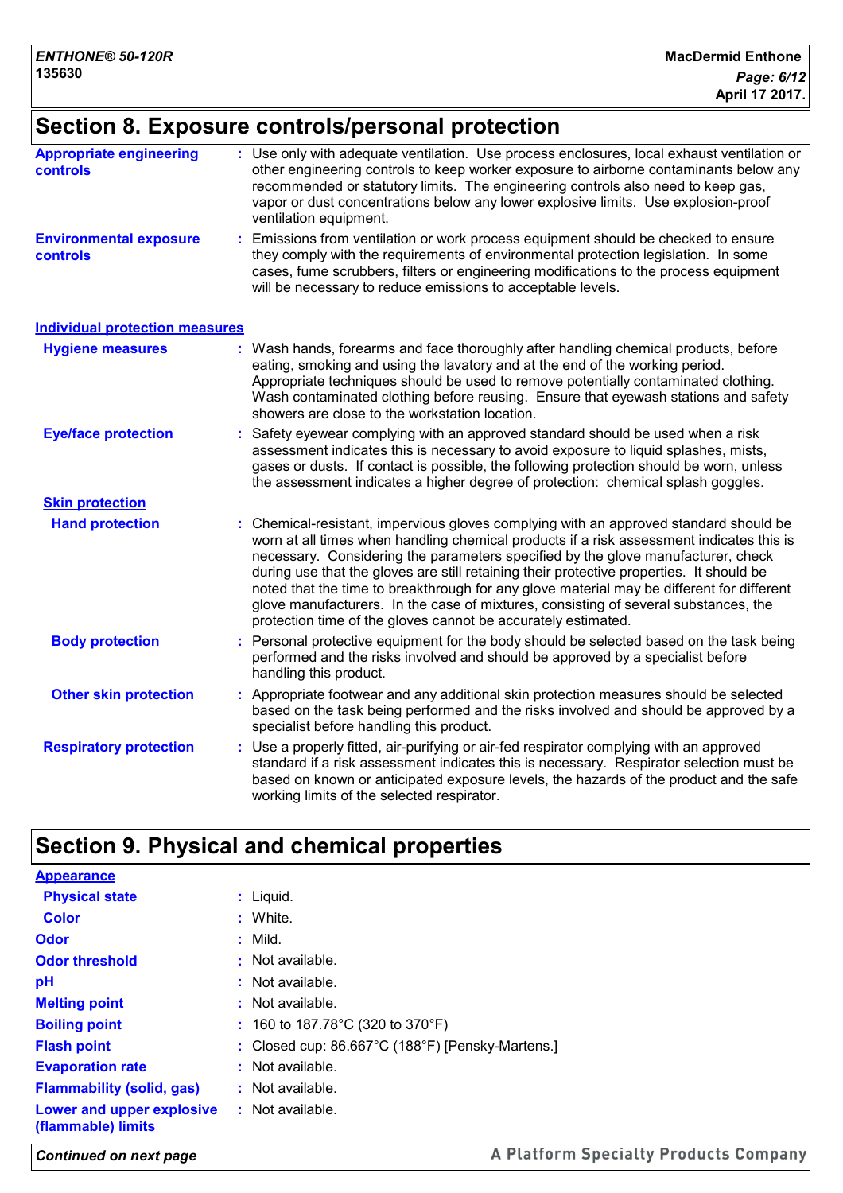## Section 8. Exposure controls/personal protection

**Appropriate engineering controls** : Use only with adequate ventilation. Use process enclosures, local exhaust ventilation or other engineering controls to keep worker exposure to airborne contaminants below any recommended or statutory limits. The engineering controls also need to keep gas, vapor or dust concentrations below any lower explosive limits. Use explosion-proof ventilation equipment.

**Environmental exposure controls** : Emissions from ventilation or work process equipment should be checked to ensure they comply with the requirements of environmental protection legislation. In some cases, fume scrubbers, filters or engineering modifications to the process equipment will be necessary to reduce emissions to acceptable levels.

### Individual protection measures

**Hygiene measures** : Wash hands, forearms and face thoroughly after handling chemical products, before eating, smoking and using the lavatory and at the end of the working period. Appropriate techniques should be used to remove potentially contaminated clothing. Wash contaminated clothing before reusing. Ensure that eyewash stations and safety showers are close to the workstation location.

**Eye/face protection** : Safety eyewear complying with an approved standard should be used when a risk assessment indicates this is necessary to avoid exposure to liquid splashes, mists, gases or dusts. If contact is possible, the following protection should be worn, unless the assessment indicates a higher degree of protection: chemical splash goggles.

**Skin protection**

**Hand protection** : Chemical-resistant, impervious gloves complying with an approved standard should be worn at all times when handling chemical products if a risk assessment indicates this is necessary. Considering the parameters specified by the glove manufacturer, check during use that the gloves are still retaining their protective properties. It should be noted that the time to breakthrough for any glove material may be different for different glove manufacturers. In the case of mixtures, consisting of several substances, the protection time of the gloves cannot be accurately estimated.

**Body protection** : Personal protective equipment for the body should be selected based on the task being performed and the risks involved and should be approved by a specialist before handling this product.

**Other skin protection** : Appropriate footwear and any additional skin protection measures should be selected based on the task being performed and the risks involved and should be approved by a specialist before handling this product.

**Respiratory protection** : Use a properly fitted, air-purifying or air-fed respirator complying with an approved standard if a risk assessment indicates this is necessary. Respirator selection must be based on known or anticipated exposure levels, the hazards of the product and the safe working limits of the selected respirator.

## Section 9. Physical and chemical properties

**Appearance**

**Physical state** : Liquid.

**Color** : White.

**Odor** : Mild.

**Odor threshold** : Not available.

**pH** : Not available.

**Melting point** : Not available.

**Boiling point** : 160 to 187.78°C (320 to 370°F)

**Flash point** : Closed cup: 86.667°C (188°F) [Pensky-Martens.]

**Evaporation rate** : Not available.

**Flammability (solid, gas)** : Not available.

**Lower and upper explosive (flammable) limits** : Not available.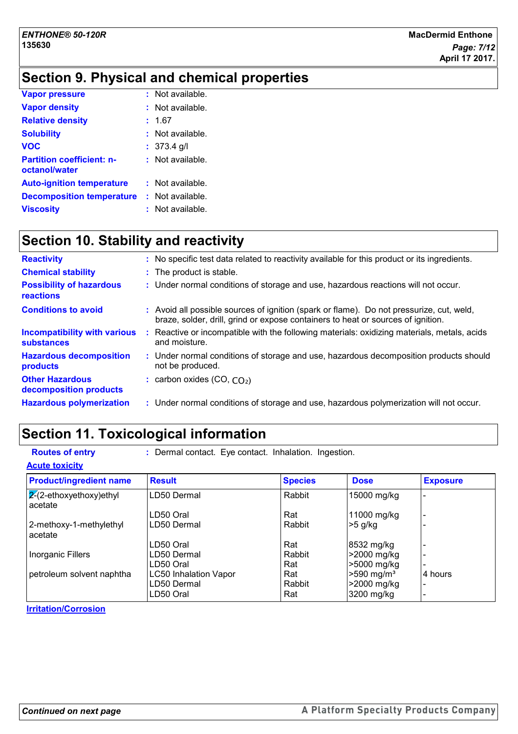## Section 9. Physical and chemical properties

| | |
|---|---|
| **Vapor pressure** | : Not available. |
| **Vapor density** | : Not available. |
| **Relative density** | : 1.67 |
| **Solubility** | : Not available. |
| **VOC** | : 373.4 g/l |
| **Partition coefficient: n-octanol/water** | : Not available. |
| **Auto-ignition temperature** | : Not available. |
| **Decomposition temperature** | : Not available. |
| **Viscosity** | : Not available. |

## Section 10. Stability and reactivity

| | |
|---|---|
| **Reactivity** | : No specific test data related to reactivity available for this product or its ingredients. |
| **Chemical stability** | : The product is stable. |
| **Possibility of hazardous reactions** | : Under normal conditions of storage and use, hazardous reactions will not occur. |
| **Conditions to avoid** | : Avoid all possible sources of ignition (spark or flame). Do not pressurize, cut, weld, braze, solder, drill, grind or expose containers to heat or sources of ignition. |
| **Incompatibility with various substances** | : Reactive or incompatible with the following materials: oxidizing materials, metals, acids and moisture. |
| **Hazardous decomposition products** | : Under normal conditions of storage and use, hazardous decomposition products should not be produced. |
| **Other Hazardous decomposition products** | : carbon oxides (CO, $CO_2$) |
| **Hazardous polymerization** | : Under normal conditions of storage and use, hazardous polymerization will not occur. |

## Section 11. Toxicological information

**Routes of entry** : Dermal contact. Eye contact. Inhalation. Ingestion.

**Acute toxicity**

| Product/ingredient name | Result | Species | Dose | Exposure |
|---|---|---|---|---|
| 2-(2-ethoxyethoxy)ethyl acetate | LD50 Dermal | Rabbit | 15000 mg/kg | - |
| | LD50 Oral | Rat | 11000 mg/kg | - |
| 2-methoxy-1-methylethyl acetate | LD50 Dermal | Rabbit | >5 g/kg | - |
| | LD50 Oral | Rat | 8532 mg/kg | - |
| Inorganic Fillers | LD50 Dermal | Rabbit | >2000 mg/kg | - |
| | LD50 Oral | Rat | >5000 mg/kg | - |
| petroleum solvent naphtha | LC50 Inhalation Vapor | Rat | >590 mg/m³ | 4 hours |
| | LD50 Dermal | Rabbit | >2000 mg/kg | - |
| | LD50 Oral | Rat | 3200 mg/kg | - |

**Irritation/Corrosion**

*Continued on next page*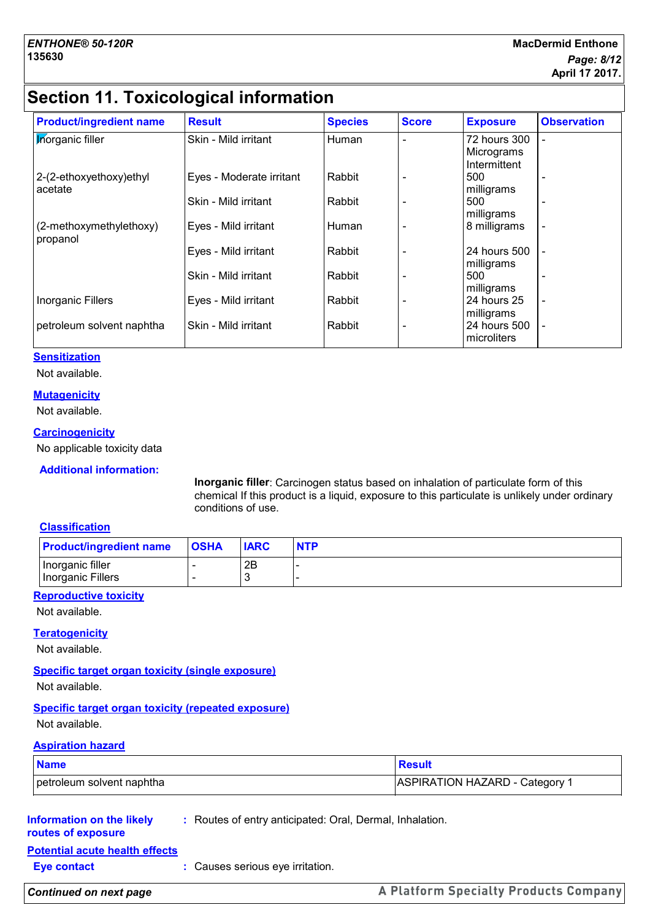## Section 11. Toxicological information

| Product/ingredient name | Result | Species | Score | Exposure | Observation |
|---|---|---|---|---|---|
| Inorganic filler | Skin - Mild irritant | Human | - | 72 hours 300 Micrograms Intermittent | - |
| 2-(2-ethoxyethoxy)ethyl acetate | Eyes - Moderate irritant | Rabbit | - | 500 milligrams | - |
| | Skin - Mild irritant | Rabbit | - | 500 milligrams | - |
| (2-methoxymethylethoxy) propanol | Eyes - Mild irritant | Human | - | 8 milligrams | - |
| | Eyes - Mild irritant | Rabbit | - | 24 hours 500 milligrams | - |
| | Skin - Mild irritant | Rabbit | - | 500 milligrams | - |
| Inorganic Fillers | Eyes - Mild irritant | Rabbit | - | 24 hours 25 milligrams | - |
| petroleum solvent naphtha | Skin - Mild irritant | Rabbit | - | 24 hours 500 microliters | - |

### Sensitization

Not available.

### Mutagenicity

Not available.

### Carcinogenicity

No applicable toxicity data

**Additional information:**

**Inorganic filler**: Carcinogen status based on inhalation of particulate form of this chemical If this product is a liquid, exposure to this particulate is unlikely under ordinary conditions of use.

### Classification

| Product/ingredient name | OSHA | IARC | NTP |
|---|---|---|---|
| Inorganic filler | - | 2B | - |
| Inorganic Fillers | - | 3 | - |

### Reproductive toxicity

Not available.

### Teratogenicity

Not available.

### Specific target organ toxicity (single exposure)

Not available.

### Specific target organ toxicity (repeated exposure)

Not available.

### Aspiration hazard

| Name | Result |
|---|---|
| petroleum solvent naphtha | ASPIRATION HAZARD - Category 1 |

**Information on the likely routes of exposure** : Routes of entry anticipated: Oral, Dermal, Inhalation.

### Potential acute health effects

**Eye contact** : Causes serious eye irritation.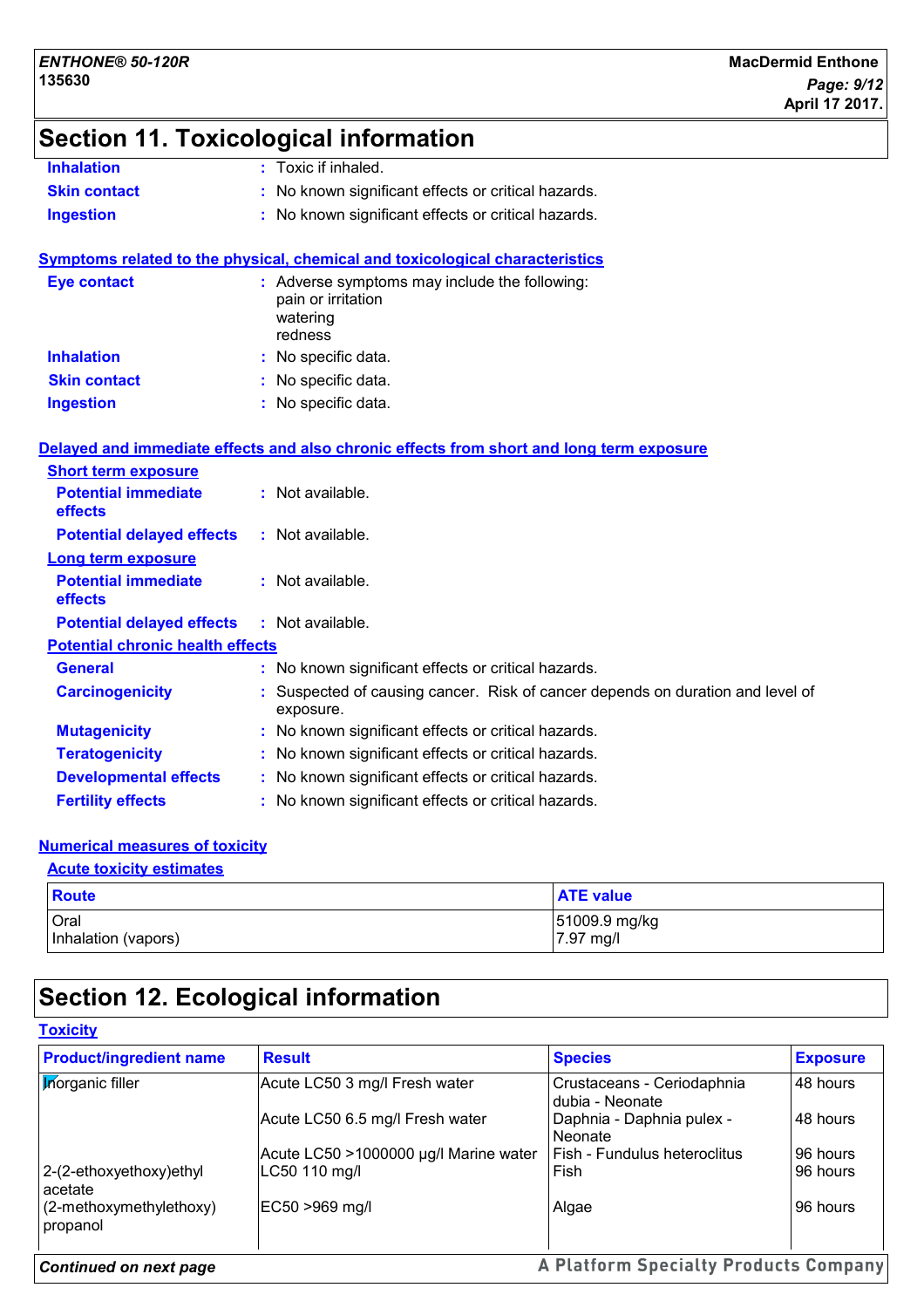# Section 11. Toxicological information

**Inhalation** : Toxic if inhaled.

**Skin contact** : No known significant effects or critical hazards.

**Ingestion** : No known significant effects or critical hazards.

## Symptoms related to the physical, chemical and toxicological characteristics

**Eye contact** : Adverse symptoms may include the following:
pain or irritation
watering
redness

**Inhalation** : No specific data.

**Skin contact** : No specific data.

**Ingestion** : No specific data.

## Delayed and immediate effects and also chronic effects from short and long term exposure

### Short term exposure

**Potential immediate effects** : Not available.

**Potential delayed effects** : Not available.

### Long term exposure

**Potential immediate effects** : Not available.

**Potential delayed effects** : Not available.

### Potential chronic health effects

**General** : No known significant effects or critical hazards.

**Carcinogenicity** : Suspected of causing cancer. Risk of cancer depends on duration and level of exposure.

**Mutagenicity** : No known significant effects or critical hazards.

**Teratogenicity** : No known significant effects or critical hazards.

**Developmental effects** : No known significant effects or critical hazards.

**Fertility effects** : No known significant effects or critical hazards.

## Numerical measures of toxicity

### Acute toxicity estimates

| Route | ATE value |
|---|---|
| Oral | 51009.9 mg/kg |
| Inhalation (vapors) | 7.97 mg/l |

# Section 12. Ecological information

## Toxicity

| Product/ingredient name | Result | Species | Exposure |
|---|---|---|---|
| Inorganic filler | Acute LC50 3 mg/l Fresh water | Crustaceans - Ceriodaphnia dubia - Neonate | 48 hours |
| | Acute LC50 6.5 mg/l Fresh water | Daphnia - Daphnia pulex - Neonate | 48 hours |
| | Acute LC50 >1000000 µg/l Marine water | Fish - Fundulus heteroclitus | 96 hours |
| 2-(2-ethoxyethoxy)ethyl acetate | LC50 110 mg/l | Fish | 96 hours |
| (2-methoxymethylethoxy) propanol | EC50 >969 mg/l | Algae | 96 hours |

*Continued on next page*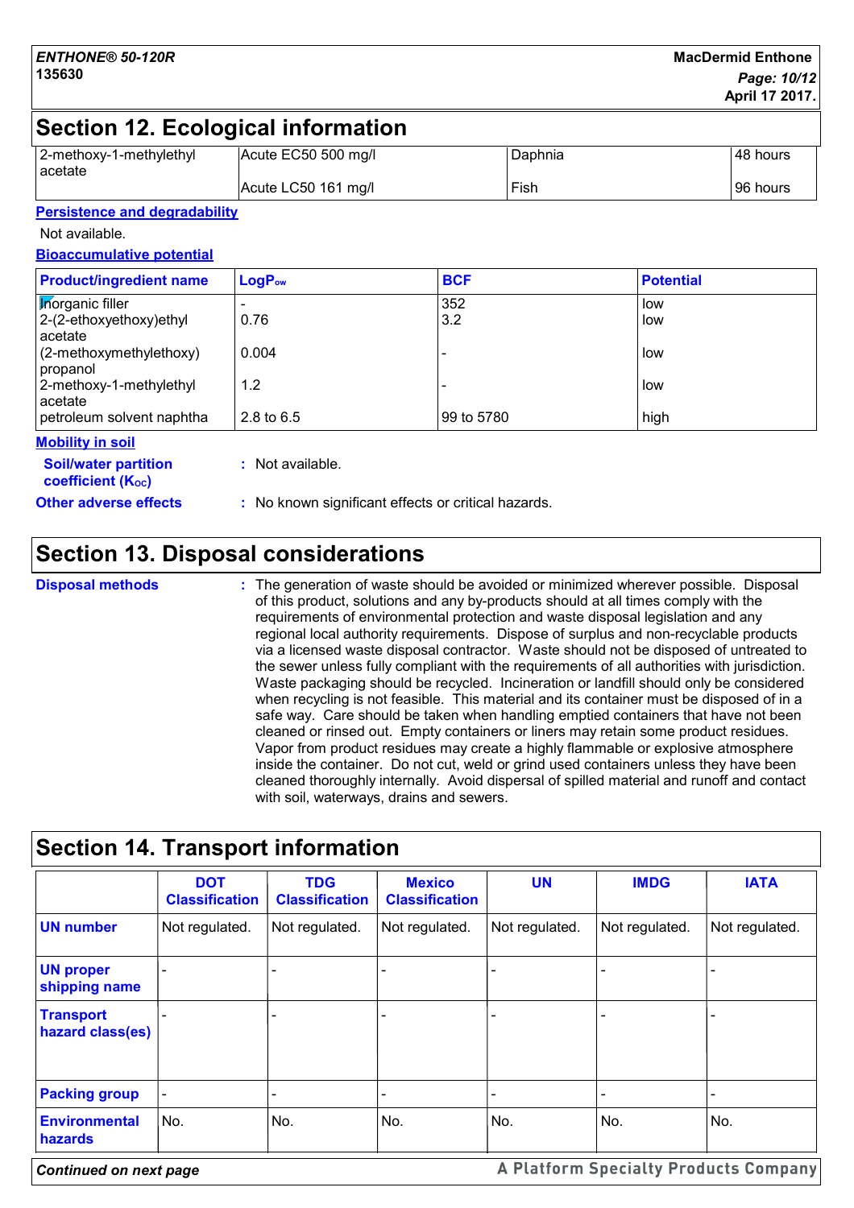## Section 12. Ecological information

| | | | |
|---|---|---|---|
| 2-methoxy-1-methylethyl acetate | Acute EC50 500 mg/l | Daphnia | 48 hours |
| | Acute LC50 161 mg/l | Fish | 96 hours |

### Persistence and degradability

Not available.

### Bioaccumulative potential

| Product/ingredient name | $LogP_{ow}$ | BCF | Potential |
|---|---|---|---|
| Inorganic filler | - | 352 | low |
| 2-(2-ethoxyethoxy)ethyl acetate | 0.76 | 3.2 | low |
| (2-methoxymethylethoxy) propanol | 0.004 | - | low |
| 2-methoxy-1-methylethyl acetate | 1.2 | - | low |
| petroleum solvent naphtha | 2.8 to 6.5 | 99 to 5780 | high |

### Mobility in soil

**Soil/water partition coefficient ($K_{OC}$)** : Not available.

**Other adverse effects** : No known significant effects or critical hazards.

## Section 13. Disposal considerations

**Disposal methods** : The generation of waste should be avoided or minimized wherever possible. Disposal of this product, solutions and any by-products should at all times comply with the requirements of environmental protection and waste disposal legislation and any regional local authority requirements. Dispose of surplus and non-recyclable products via a licensed waste disposal contractor. Waste should not be disposed of untreated to the sewer unless fully compliant with the requirements of all authorities with jurisdiction. Waste packaging should be recycled. Incineration or landfill should only be considered when recycling is not feasible. This material and its container must be disposed of in a safe way. Care should be taken when handling emptied containers that have not been cleaned or rinsed out. Empty containers or liners may retain some product residues. Vapor from product residues may create a highly flammable or explosive atmosphere inside the container. Do not cut, weld or grind used containers unless they have been cleaned thoroughly internally. Avoid dispersal of spilled material and runoff and contact with soil, waterways, drains and sewers.

## Section 14. Transport information

| | DOT Classification | TDG Classification | Mexico Classification | UN | IMDG | IATA |
|---|---|---|---|---|---|---|
| **UN number** | Not regulated. | Not regulated. | Not regulated. | Not regulated. | Not regulated. | Not regulated. |
| **UN proper shipping name** | - | - | - | - | - | - |
| **Transport hazard class(es)** | - | - | - | - | - | - |
| **Packing group** | - | - | - | - | - | - |
| **Environmental hazards** | No. | No. | No. | No. | No. | No. |

*Continued on next page*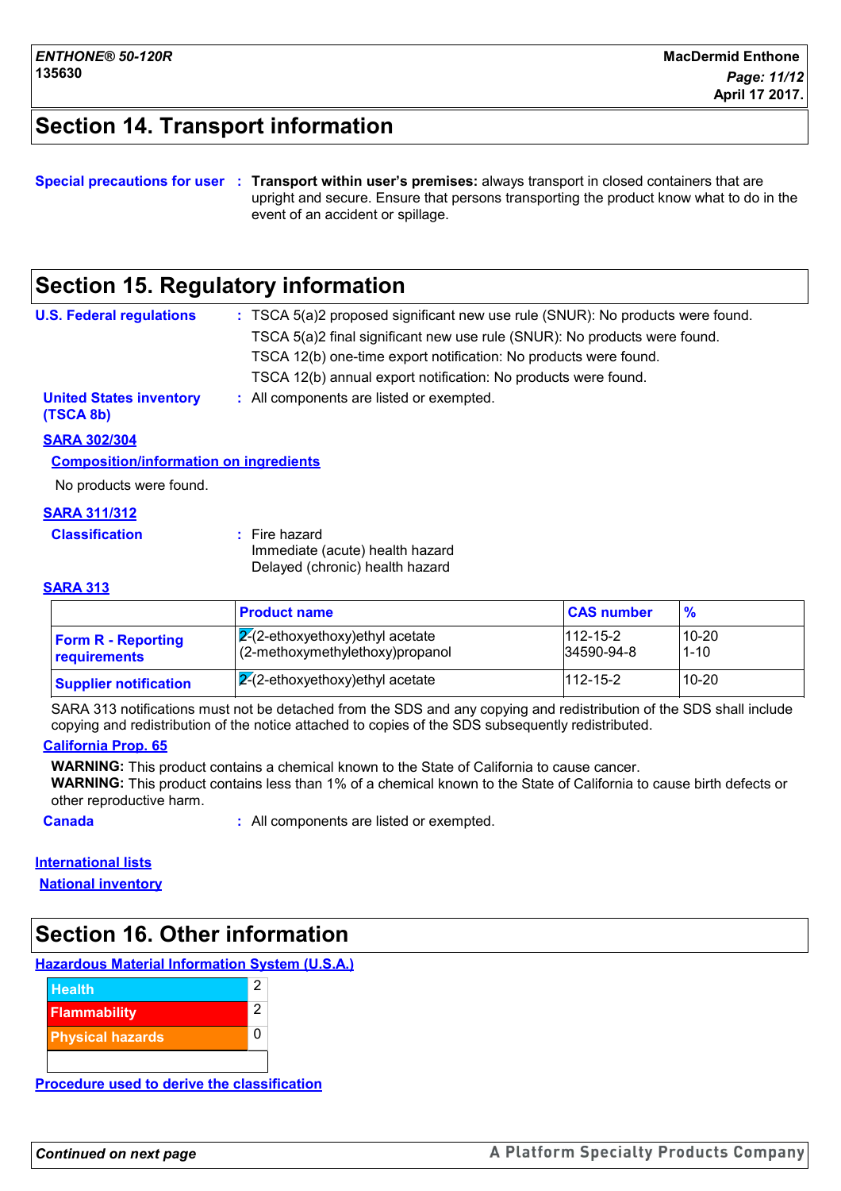## Section 14. Transport information

**Special precautions for user** : **Transport within user's premises:** always transport in closed containers that are upright and secure. Ensure that persons transporting the product know what to do in the event of an accident or spillage.

## Section 15. Regulatory information

**U.S. Federal regulations** : TSCA 5(a)2 proposed significant new use rule (SNUR): No products were found.
TSCA 5(a)2 final significant new use rule (SNUR): No products were found.
TSCA 12(b) one-time export notification: No products were found.
TSCA 12(b) annual export notification: No products were found.

**United States inventory (TSCA 8b)** : All components are listed or exempted.

**SARA 302/304**

**Composition/information on ingredients**

No products were found.

**SARA 311/312**

**Classification** : Fire hazard
Immediate (acute) health hazard
Delayed (chronic) health hazard

**SARA 313**

| | Product name | CAS number | % |
|---|---|---|---|
| Form R - Reporting requirements | 2-(2-ethoxyethoxy)ethyl acetate<br>(2-methoxymethylethoxy)propanol | 112-15-2<br>34590-94-8 | 10-20<br>1-10 |
| Supplier notification | 2-(2-ethoxyethoxy)ethyl acetate | 112-15-2 | 10-20 |

SARA 313 notifications must not be detached from the SDS and any copying and redistribution of the SDS shall include copying and redistribution of the notice attached to copies of the SDS subsequently redistributed.

**California Prop. 65**

**WARNING:** This product contains a chemical known to the State of California to cause cancer.
**WARNING:** This product contains less than 1% of a chemical known to the State of California to cause birth defects or other reproductive harm.

**Canada** : All components are listed or exempted.

**International lists**

**National inventory**

## Section 16. Other information

**Hazardous Material Information System (U.S.A.)**

| | |
|---|---|
| Health | 2 |
| Flammability | 2 |
| Physical hazards | 0 |
| | |

**Procedure used to derive the classification**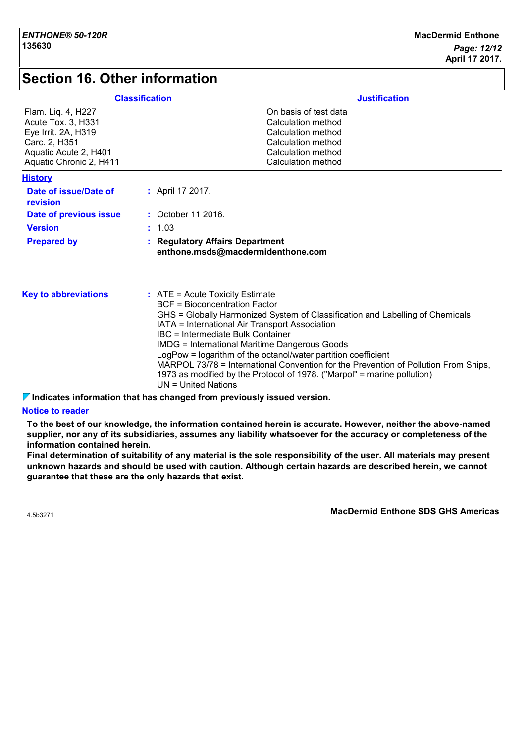# Section 16. Other information

| Classification | Justification |
|---|---|
| Flam. Liq. 4, H227 | On basis of test data |
| Acute Tox. 3, H331 | Calculation method |
| Eye Irrit. 2A, H319 | Calculation method |
| Carc. 2, H351 | Calculation method |
| Aquatic Acute 2, H401 | Calculation method |
| Aquatic Chronic 2, H411 | Calculation method |

**History**

**Date of issue/Date of revision** : April 17 2017.

**Date of previous issue** : October 11 2016.

**Version** : 1.03

**Prepared by** : **Regulatory Affairs Department**
**enthone.msds@macdermidenthone.com**

**Key to abbreviations** : ATE = Acute Toxicity Estimate
BCF = Bioconcentration Factor
GHS = Globally Harmonized System of Classification and Labelling of Chemicals
IATA = International Air Transport Association
IBC = Intermediate Bulk Container
IMDG = International Maritime Dangerous Goods
LogPow = logarithm of the octanol/water partition coefficient
MARPOL 73/78 = International Convention for the Prevention of Pollution From Ships, 1973 as modified by the Protocol of 1978. ("Marpol" = marine pollution)
UN = United Nations

**Indicates information that has changed from previously issued version.**

**Notice to reader**

**To the best of our knowledge, the information contained herein is accurate. However, neither the above-named supplier, nor any of its subsidiaries, assumes any liability whatsoever for the accuracy or completeness of the information contained herein.**
**Final determination of suitability of any material is the sole responsibility of the user. All materials may present unknown hazards and should be used with caution. Although certain hazards are described herein, we cannot guarantee that these are the only hazards that exist.**